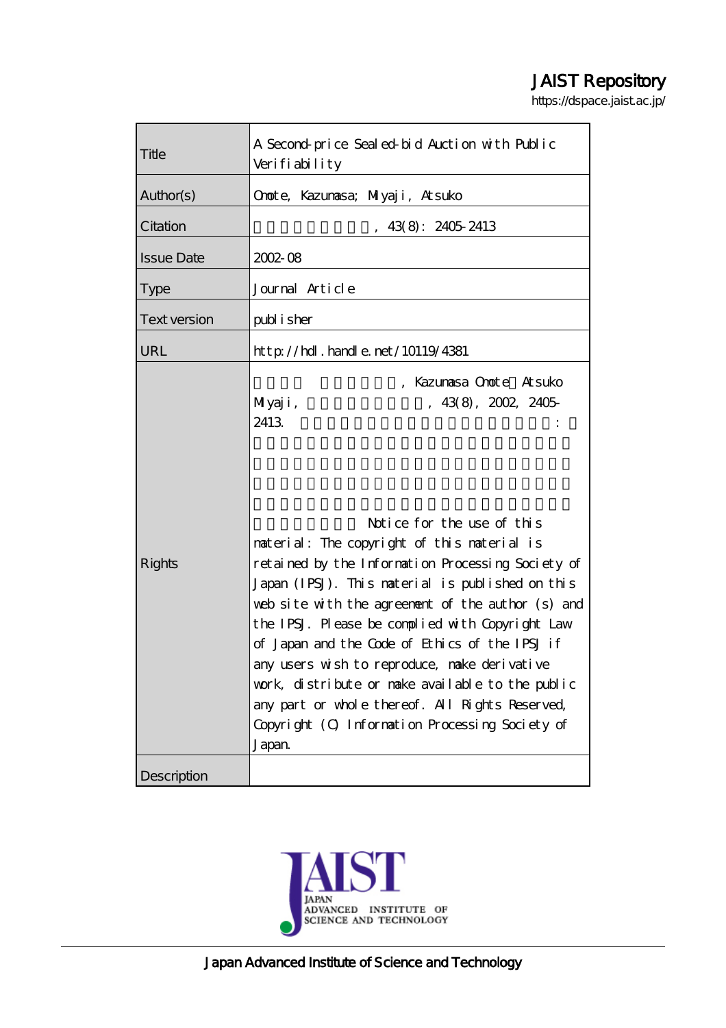JAIST Repository

https://dspace.jaist.ac.jp/

| Title | A Second-price Sealed-bid Auction with Public Verifiability |
|---|---|
| Author(s) | Omote, Kazumasa; Miyaji, Atsuko |
| Citation | 情報処理学会論文誌, 43(8): 2405-2413 |
| Issue Date | 2002-08 |
| Type | Journal Article |
| Text version | publisher |
| URL | http://hdl.handle.net/10119/4381 |
| Rights | 社団法人 情報処理学会, Kazumasa Omote, Atsuko Miyaji, 情報処理学会論文誌, 43(8), 2002, 2405-2413. ここに掲載した著作物の利用に関する注意: 本著作物の著作権は(社)情報処理学会に帰属します。本著作物は著作権者である情報処理学会の許可のもとに掲載するものです。ご利用に当たっては「著作権法」ならびに「情報処理学会倫理綱領」に従うことをお願いいたします。 Notice for the use of this material: The copyright of this material is retained by the Information Processing Society of Japan (IPSJ). This material is published on this web site with the agreement of the author (s) and the IPSJ. Please be complied with Copyright Law of Japan and the Code of Ethics of the IPSJ if any users wish to reproduce, make derivative work, distribute or make available to the public any part or whole thereof. All Rights Reserved, Copyright (C) Information Processing Society of Japan. |
| Description | |

Japan Advanced Institute of Science and Technology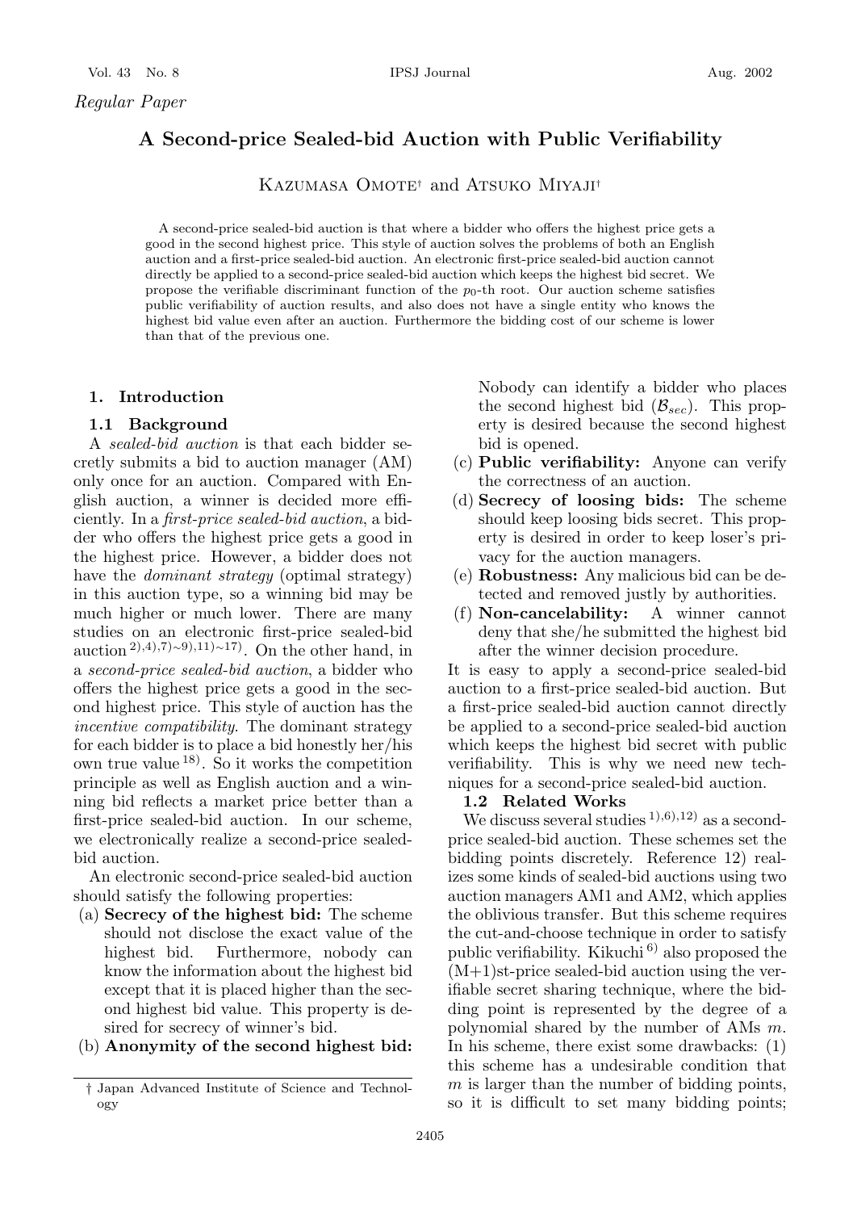*Regular Paper*

# A Second-price Sealed-bid Auction with Public Verifiability

Kazumasa Omote† and Atsuko Miyaji†

A second-price sealed-bid auction is that where a bidder who offers the highest price gets a good in the second highest price. This style of auction solves the problems of both an English auction and a first-price sealed-bid auction. An electronic first-price sealed-bid auction cannot directly be applied to a second-price sealed-bid auction which keeps the highest bid secret. We propose the verifiable discriminant function of the $p_0$-th root. Our auction scheme satisfies public verifiability of auction results, and also does not have a single entity who knows the highest bid value even after an auction. Furthermore the bidding cost of our scheme is lower than that of the previous one.

## 1. Introduction

### 1.1 Background

A *sealed-bid auction* is that each bidder secretly submits a bid to auction manager (AM) only once for an auction. Compared with English auction, a winner is decided more efficiently. In a *first-price sealed-bid auction*, a bidder who offers the highest price gets a good in the highest price. However, a bidder does not have the *dominant strategy* (optimal strategy) in this auction type, so a winning bid may be much higher or much lower. There are many studies on an electronic first-price sealed-bid auction [2),4),7)∼9),11)∼17)]. On the other hand, in a *second-price sealed-bid auction*, a bidder who offers the highest price gets a good in the second highest price. This style of auction has the *incentive compatibility*. The dominant strategy for each bidder is to place a bid honestly her/his own true value [18)]. So it works the competition principle as well as English auction and a winning bid reflects a market price better than a first-price sealed-bid auction. In our scheme, we electronically realize a second-price sealed-bid auction.

An electronic second-price sealed-bid auction should satisfy the following properties:

(a) **Secrecy of the highest bid:** The scheme should not disclose the exact value of the highest bid. Furthermore, nobody can know the information about the highest bid except that it is placed higher than the second highest bid value. This property is desired for secrecy of winner's bid.

(b) **Anonymity of the second highest bid:** Nobody can identify a bidder who places the second highest bid ($\mathcal{B}_{sec}$). This property is desired because the second highest bid is opened.

(c) **Public verifiability:** Anyone can verify the correctness of an auction.

(d) **Secrecy of loosing bids:** The scheme should keep loosing bids secret. This property is desired in order to keep loser's privacy for the auction managers.

(e) **Robustness:** Any malicious bid can be detected and removed justly by authorities.

(f) **Non-cancelability:** A winner cannot deny that she/he submitted the highest bid after the winner decision procedure.

It is easy to apply a second-price sealed-bid auction to a first-price sealed-bid auction. But a first-price sealed-bid auction cannot directly be applied to a second-price sealed-bid auction which keeps the highest bid secret with public verifiability. This is why we need new techniques for a second-price sealed-bid auction.

### 1.2 Related Works

We discuss several studies [1),6),12)] as a second-price sealed-bid auction. These schemes set the bidding points discretely. Reference 12) realizes some kinds of sealed-bid auctions using two auction managers AM1 and AM2, which applies the oblivious transfer. But this scheme requires the cut-and-choose technique in order to satisfy public verifiability. Kikuchi [6)] also proposed the (M+1)st-price sealed-bid auction using the verifiable secret sharing technique, where the bidding point is represented by the degree of a polynomial shared by the number of AMs $m$. In his scheme, there exist some drawbacks: (1) this scheme has a undesirable condition that $m$ is larger than the number of bidding points, so it is difficult to set many bidding points;

† Japan Advanced Institute of Science and Technology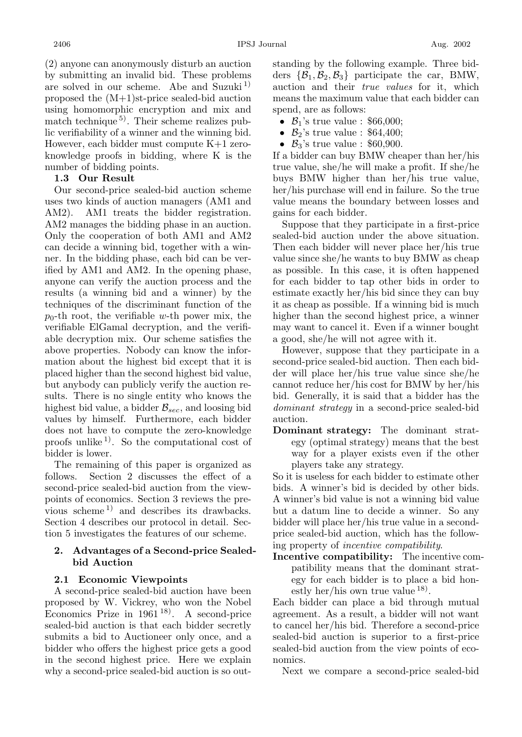(2) anyone can anonymously disturb an auction by submitting an invalid bid. These problems are solved in our scheme. Abe and Suzuki[1] proposed the (M+1)st-price sealed-bid auction using homomorphic encryption and mix and match technique[5]. Their scheme realizes public verifiability of a winner and the winning bid. However, each bidder must compute K+1 zero-knowledge proofs in bidding, where K is the number of bidding points.

### 1.3 Our Result

Our second-price sealed-bid auction scheme uses two kinds of auction managers (AM1 and AM2). AM1 treats the bidder registration. AM2 manages the bidding phase in an auction. Only the cooperation of both AM1 and AM2 can decide a winning bid, together with a winner. In the bidding phase, each bid can be verified by AM1 and AM2. In the opening phase, anyone can verify the auction process and the results (a winning bid and a winner) by the techniques of the discriminant function of the $p_0$-th root, the verifiable $w$-th power mix, the verifiable ElGamal decryption, and the verifiable decryption mix. Our scheme satisfies the above properties. Nobody can know the information about the highest bid except that it is placed higher than the second highest bid value, but anybody can publicly verify the auction results. There is no single entity who knows the highest bid value, a bidder $\mathcal{B}_{sec}$, and loosing bid values by himself. Furthermore, each bidder does not have to compute the zero-knowledge proofs unlike[1]. So the computational cost of bidder is lower.

The remaining of this paper is organized as follows. Section 2 discusses the effect of a second-price sealed-bid auction from the viewpoints of economics. Section 3 reviews the previous scheme[1] and describes its drawbacks. Section 4 describes our protocol in detail. Section 5 investigates the features of our scheme.

## 2. Advantages of a Second-price Sealed-bid Auction

### 2.1 Economic Viewpoints

A second-price sealed-bid auction have been proposed by W. Vickrey, who won the Nobel Economics Prize in 1961[18]. A second-price sealed-bid auction is that each bidder secretly submits a bid to Auctioneer only once, and a bidder who offers the highest price gets a good in the second highest price. Here we explain why a second-price sealed-bid auction is so outstanding by the following example. Three bidders $\{\mathcal{B}_1, \mathcal{B}_2, \mathcal{B}_3\}$ participate the car, BMW, auction and their *true values* for it, which means the maximum value that each bidder can spend, are as follows:

- $\mathcal{B}_1$'s true value : \$66,000;
- $\mathcal{B}_2$'s true value : \$64,400;
- $\mathcal{B}_3$'s true value : \$60,900.

If a bidder can buy BMW cheaper than her/his true value, she/he will make a profit. If she/he buys BMW higher than her/his true value, her/his purchase will end in failure. So the true value means the boundary between losses and gains for each bidder.

Suppose that they participate in a first-price sealed-bid auction under the above situation. Then each bidder will never place her/his true value since she/he wants to buy BMW as cheap as possible. In this case, it is often happened for each bidder to tap other bids in order to estimate exactly her/his bid since they can buy it as cheap as possible. If a winning bid is much higher than the second highest price, a winner may want to cancel it. Even if a winner bought a good, she/he will not agree with it.

However, suppose that they participate in a second-price sealed-bid auction. Then each bidder will place her/his true value since she/he cannot reduce her/his cost for BMW by her/his bid. Generally, it is said that a bidder has the *dominant strategy* in a second-price sealed-bid auction.

**Dominant strategy:** The dominant strategy (optimal strategy) means that the best way for a player exists even if the other players take any strategy.

So it is useless for each bidder to estimate other bids. A winner's bid is decided by other bids. A winner's bid value is not a winning bid value but a datum line to decide a winner. So any bidder will place her/his true value in a second-price sealed-bid auction, which has the following property of *incentive compatibility*.

**Incentive compatibility:** The incentive compatibility means that the dominant strategy for each bidder is to place a bid honestly her/his own true value[18].

Each bidder can place a bid through mutual agreement. As a result, a bidder will not want to cancel her/his bid. Therefore a second-price sealed-bid auction is superior to a first-price sealed-bid auction from the view points of economics.

Next we compare a second-price sealed-bid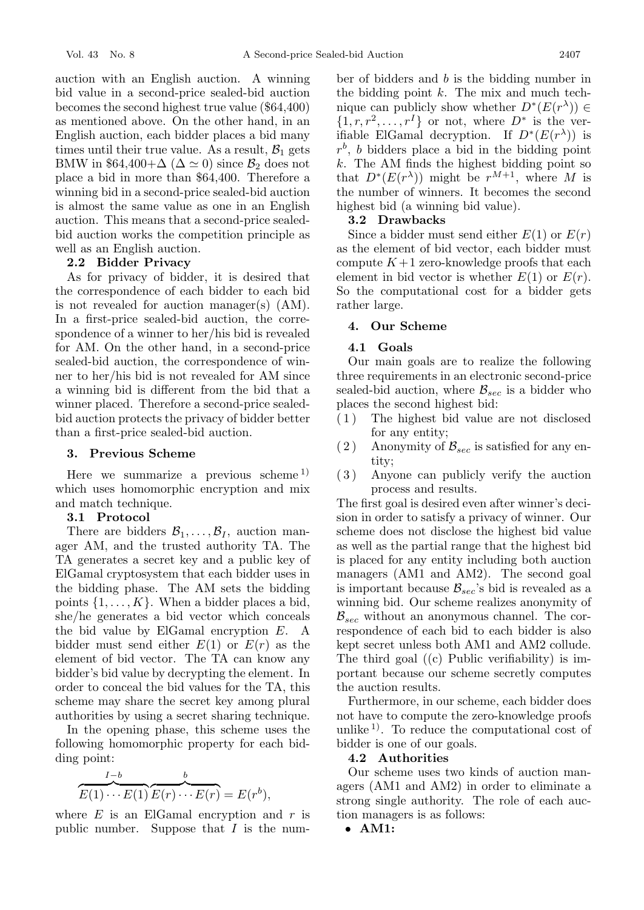auction with an English auction. A winning bid value in a second-price sealed-bid auction becomes the second highest true value (\$64,400) as mentioned above. On the other hand, in an English auction, each bidder places a bid many times until their true value. As a result, $\mathcal{B}_1$ gets BMW in \$64,400+$\Delta$ ($\Delta \simeq 0$) since $\mathcal{B}_2$ does not place a bid in more than \$64,400. Therefore a winning bid in a second-price sealed-bid auction is almost the same value as one in an English auction. This means that a second-price sealed-bid auction works the competition principle as well as an English auction.

### 2.2 Bidder Privacy

As for privacy of bidder, it is desired that the correspondence of each bidder to each bid is not revealed for auction manager(s) (AM). In a first-price sealed-bid auction, the correspondence of a winner to her/his bid is revealed for AM. On the other hand, in a second-price sealed-bid auction, the correspondence of winner to her/his bid is not revealed for AM since a winning bid is different from the bid that a winner placed. Therefore a second-price sealed-bid auction protects the privacy of bidder better than a first-price sealed-bid auction.

## 3. Previous Scheme

Here we summarize a previous scheme [1] which uses homomorphic encryption and mix and match technique.

### 3.1 Protocol

There are bidders $\mathcal{B}_1, \ldots, \mathcal{B}_I$, auction manager AM, and the trusted authority TA. The TA generates a secret key and a public key of ElGamal cryptosystem that each bidder uses in the bidding phase. The AM sets the bidding points $\{1, \ldots, K\}$. When a bidder places a bid, she/he generates a bid vector which conceals the bid value by ElGamal encryption $E$. A bidder must send either $E(1)$ or $E(r)$ as the element of bid vector. The TA can know any bidder's bid value by decrypting the element. In order to conceal the bid values for the TA, this scheme may share the secret key among plural authorities by using a secret sharing technique.

In the opening phase, this scheme uses the following homomorphic property for each bidding point:

$$\overbrace{E(1) \cdots E(1)}^{I-b} \overbrace{E(r) \cdots E(r)}^{b} = E(r^b),$$

where $E$ is an ElGamal encryption and $r$ is public number. Suppose that $I$ is the number of bidders and $b$ is the bidding number in the bidding point $k$. The mix and much technique can publicly show whether $D^*(E(r^\lambda)) \in \{1, r, r^2, \ldots, r^I\}$ or not, where $D^*$ is the verifiable ElGamal decryption. If $D^*(E(r^\lambda))$ is $r^b$, $b$ bidders place a bid in the bidding point $k$. The AM finds the highest bidding point so that $D^*(E(r^\lambda))$ might be $r^{M+1}$, where $M$ is the number of winners. It becomes the second highest bid (a winning bid value).

### 3.2 Drawbacks

Since a bidder must send either $E(1)$ or $E(r)$ as the element of bid vector, each bidder must compute $K+1$ zero-knowledge proofs that each element in bid vector is whether $E(1)$ or $E(r)$. So the computational cost for a bidder gets rather large.

## 4. Our Scheme

### 4.1 Goals

Our main goals are to realize the following three requirements in an electronic second-price sealed-bid auction, where $\mathcal{B}_{sec}$ is a bidder who places the second highest bid:

(1) The highest bid value are not disclosed for any entity;

(2) Anonymity of $\mathcal{B}_{sec}$ is satisfied for any entity;

(3) Anyone can publicly verify the auction process and results.

The first goal is desired even after winner's decision in order to satisfy a privacy of winner. Our scheme does not disclose the highest bid value as well as the partial range that the highest bid is placed for any entity including both auction managers (AM1 and AM2). The second goal is important because $\mathcal{B}_{sec}$'s bid is revealed as a winning bid. Our scheme realizes anonymity of $\mathcal{B}_{sec}$ without an anonymous channel. The correspondence of each bid to each bidder is also kept secret unless both AM1 and AM2 collude. The third goal ((c) Public verifiability) is important because our scheme secretly computes the auction results.

Furthermore, in our scheme, each bidder does not have to compute the zero-knowledge proofs unlike [1]. To reduce the computational cost of bidder is one of our goals.

### 4.2 Authorities

Our scheme uses two kinds of auction managers (AM1 and AM2) in order to eliminate a strong single authority. The role of each auction managers is as follows:

- **AM1:**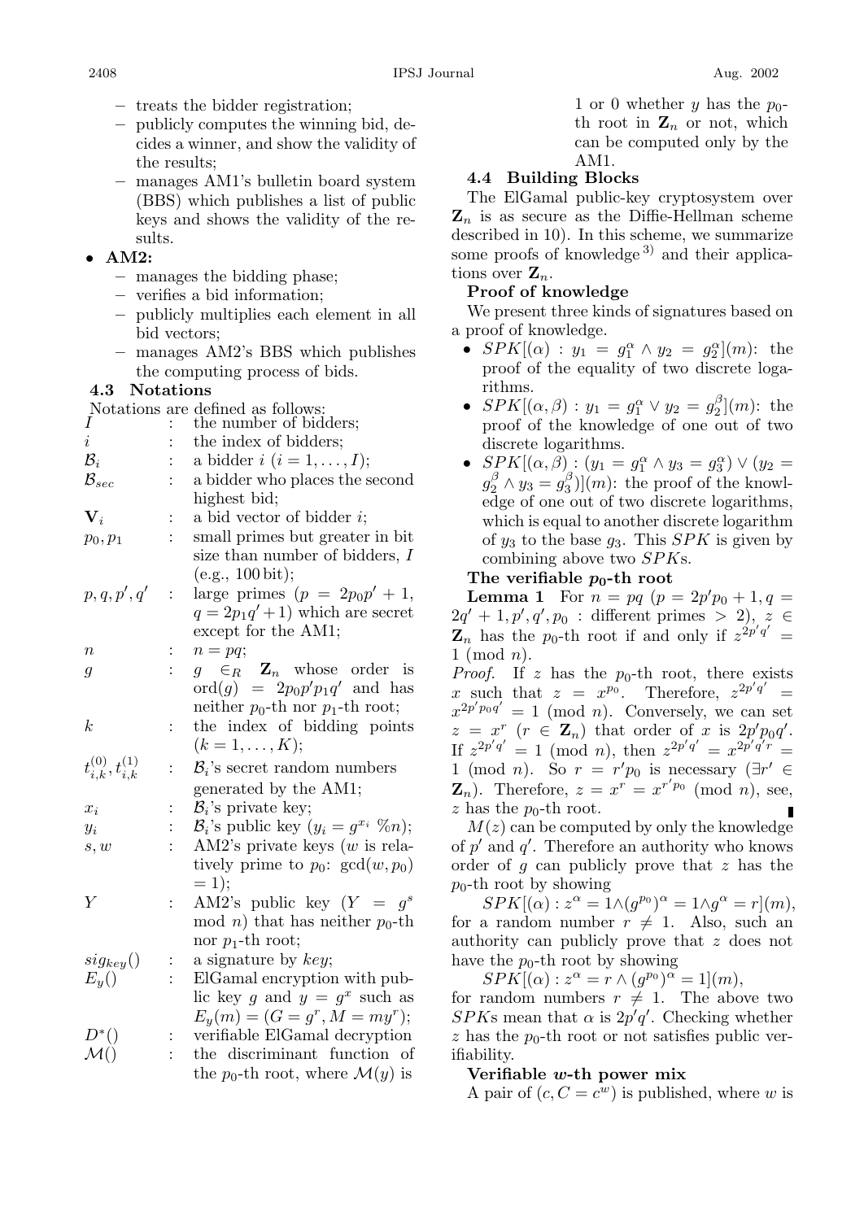- treats the bidder registration;
  - publicly computes the winning bid, decides a winner, and show the validity of the results;
  - manages AM1's bulletin board system (BBS) which publishes a list of public keys and shows the validity of the results.
- **AM2:**
  - manages the bidding phase;
  - verifies a bid information;
  - publicly multiplies each element in all bid vectors;
  - manages AM2's BBS which publishes the computing process of bids.

### 4.3 Notations

Notations are defined as follows:

| | | |
|---|---|---|
| $I$ | : | the number of bidders; |
| $i$ | : | the index of bidders; |
| $\mathcal{B}_i$ | : | a bidder $i$ ($i = 1, \ldots, I$); |
| $\mathcal{B}_{sec}$ | : | a bidder who places the second highest bid; |
| $\mathbf{V}_i$ | : | a bid vector of bidder $i$; |
| $p_0, p_1$ | : | small primes but greater in bit size than number of bidders, $I$ (e.g., 100 bit); |
| $p, q, p', q'$ | : | large primes ($p = 2p_0p' + 1$, $q = 2p_1q' + 1$) which are secret except for the AM1; |
| $n$ | : | $n = pq$; |
| $g$ | : | $g \in_R \mathbf{Z}_n$ whose order is $\mathrm{ord}(g) = 2p_0p'p_1q'$ and has neither $p_0$-th nor $p_1$-th root; |
| $k$ | : | the index of bidding points ($k = 1, \ldots, K$); |
| $t^{(0)}_{i,k}, t^{(1)}_{i,k}$ | : | $\mathcal{B}_i$'s secret random numbers generated by the AM1; |
| $x_i$ | : | $\mathcal{B}_i$'s private key; |
| $y_i$ | : | $\mathcal{B}_i$'s public key ($y_i = g^{x_i}$ %$n$); |
| $s, w$ | : | AM2's private keys ($w$ is relatively prime to $p_0$: $\gcd(w, p_0) = 1$); |
| $Y$ | : | AM2's public key ($Y = g^s \bmod n$) that has neither $p_0$-th nor $p_1$-th root; |
| $sig_{key}()$ | : | a signature by $key$; |
| $E_y()$ | : | ElGamal encryption with public key $g$ and $y = g^x$ such as $E_y(m) = (G = g^r, M = my^r)$; |
| $D^*()$ | : | verifiable ElGamal decryption |
| $\mathcal{M}()$ | : | the discriminant function of the $p_0$-th root, where $\mathcal{M}(y)$ is 1 or 0 whether $y$ has the $p_0$-th root in $\mathbf{Z}_n$ or not, which can be computed only by the AM1. |

### 4.4 Building Blocks

The ElGamal public-key cryptosystem over $\mathbf{Z}_n$ is as secure as the Diffie-Hellman scheme described in 10). In this scheme, we summarize some proofs of knowledge [3] and their applications over $\mathbf{Z}_n$.

**Proof of knowledge**

We present three kinds of signatures based on a proof of knowledge.

- $SPK[(\alpha) : y_1 = g_1^\alpha \wedge y_2 = g_2^\alpha](m)$: the proof of the equality of two discrete logarithms.
- $SPK[(\alpha, \beta) : y_1 = g_1^\alpha \vee y_2 = g_2^\beta](m)$: the proof of the knowledge of one out of two discrete logarithms.
- $SPK[(\alpha, \beta) : (y_1 = g_1^\alpha \wedge y_3 = g_3^\alpha) \vee (y_2 = g_2^\beta \wedge y_3 = g_3^\beta)](m)$: the proof of the knowledge of one out of two discrete logarithms, which is equal to another discrete logarithm of $y_3$ to the base $g_3$. This $SPK$ is given by combining above two $SPK$s.

**The verifiable $p_0$-th root**

**Lemma 1** For $n = pq$ ($p = 2p'p_0 + 1, q = 2q' + 1, p', q', p_0$ : different primes $> 2$), $z \in \mathbf{Z}_n$ has the $p_0$-th root if and only if $z^{2p'q'} = 1 \pmod n$.

*Proof.* If $z$ has the $p_0$-th root, there exists $x$ such that $z = x^{p_0}$. Therefore, $z^{2p'q'} = x^{2p'p_0q'} = 1 \pmod n$. Conversely, we can set $z = x^r$ ($r \in \mathbf{Z}_n$) that order of $x$ is $2p'p_0q'$. If $z^{2p'q'} = 1 \pmod n$, then $z^{2p'q'} = x^{2p'q'r} = 1 \pmod n$. So $r = r'p_0$ is necessary ($\exists r' \in \mathbf{Z}_n$). Therefore, $z = x^r = x^{r'p_0} \pmod n$, see, $z$ has the $p_0$-th root. ∎

$M(z)$ can be computed by only the knowledge of $p'$ and $q'$. Therefore an authority who knows order of $g$ can publicly prove that $z$ has the $p_0$-th root by showing

$$SPK[(\alpha) : z^\alpha = 1 \wedge (g^{p_0})^\alpha = 1 \wedge g^\alpha = r](m),$$

for a random number $r \neq 1$. Also, such an authority can publicly prove that $z$ does not have the $p_0$-th root by showing

$$SPK[(\alpha) : z^\alpha = r \wedge (g^{p_0})^\alpha = 1](m),$$

for random numbers $r \neq 1$. The above two $SPK$s mean that $\alpha$ is $2p'q'$. Checking whether $z$ has the $p_0$-th root or not satisfies public verifiability.

**Verifiable $w$-th power mix**

A pair of $(c, C = c^w)$ is published, where $w$ is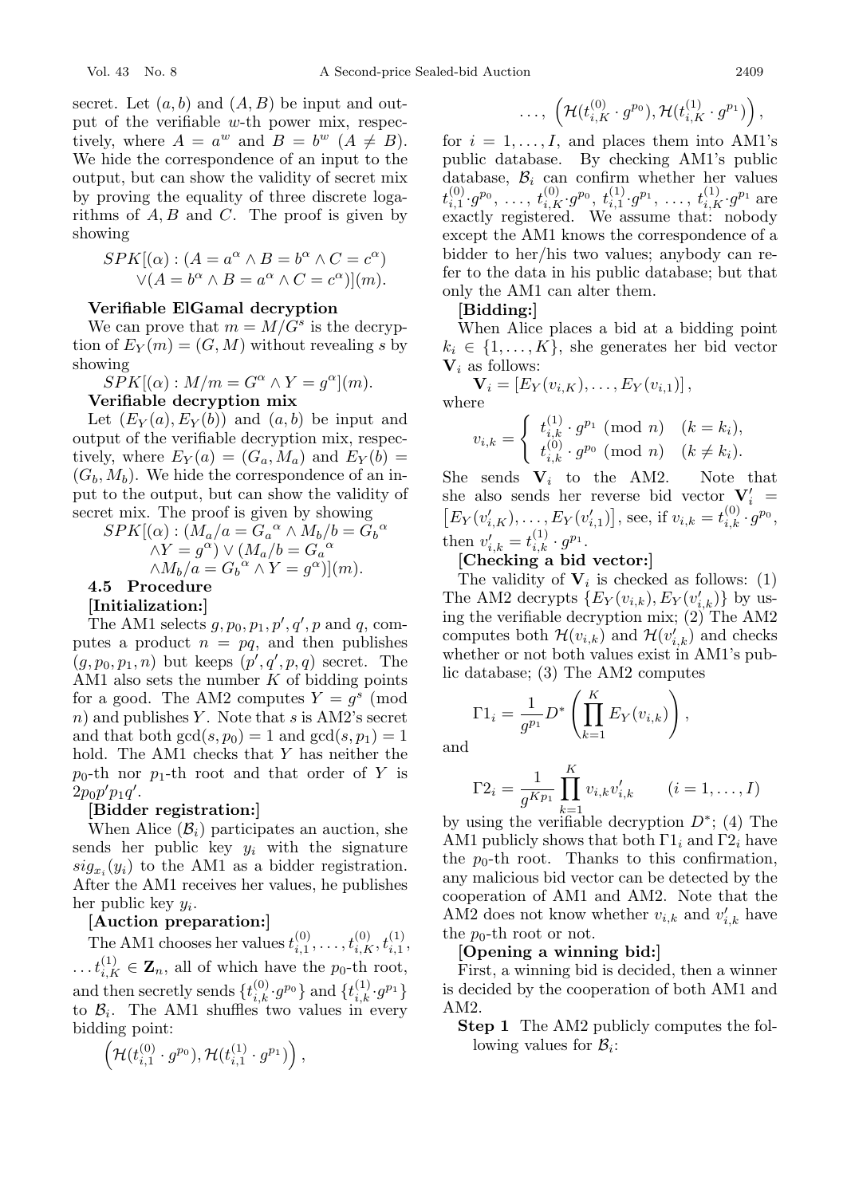secret. Let $(a, b)$ and $(A, B)$ be input and output of the verifiable $w$-th power mix, respectively, where $A = a^w$ and $B = b^w$ ($A \neq B$). We hide the correspondence of an input to the output, but can show the validity of secret mix by proving the equality of three discrete logarithms of $A, B$ and $C$. The proof is given by showing

$$SPK[(\alpha) : (A = a^{\alpha} \wedge B = b^{\alpha} \wedge C = c^{\alpha}) \\ \vee (A = b^{\alpha} \wedge B = a^{\alpha} \wedge C = c^{\alpha})](m).$$

**Verifiable ElGamal decryption**

We can prove that $m = M/G^s$ is the decryption of $E_Y(m) = (G, M)$ without revealing $s$ by showing

$$SPK[(\alpha) : M/m = G^{\alpha} \wedge Y = g^{\alpha}](m).$$

**Verifiable decryption mix**

Let $(E_Y(a), E_Y(b))$ and $(a, b)$ be input and output of the verifiable decryption mix, respectively, where $E_Y(a) = (G_a, M_a)$ and $E_Y(b) = (G_b, M_b)$. We hide the correspondence of an input to the output, but can show the validity of secret mix. The proof is given by showing

$$SPK[(\alpha) : (M_a/a = {G_a}^{\alpha} \wedge M_b/b = {G_b}^{\alpha} \\ \wedge Y = g^{\alpha}) \vee (M_a/b = {G_a}^{\alpha} \\ \wedge M_b/a = {G_b}^{\alpha} \wedge Y = g^{\alpha})](m).$$

### 4.5 Procedure

**[Initialization:]**

The AM1 selects $g, p_0, p_1, p', q', p$ and $q$, computes a product $n = pq$, and then publishes $(g, p_0, p_1, n)$ but keeps $(p', q', p, q)$ secret. The AM1 also sets the number $K$ of bidding points for a good. The AM2 computes $Y = g^s \pmod{n}$ and publishes $Y$. Note that $s$ is AM2's secret and that both $\gcd(s, p_0) = 1$ and $\gcd(s, p_1) = 1$ hold. The AM1 checks that $Y$ has neither the $p_0$-th nor $p_1$-th root and that order of $Y$ is $2p_0p'p_1q'$.

**[Bidder registration:]**

When Alice ($\mathcal{B}_i$) participates an auction, she sends her public key $y_i$ with the signature $sig_{x_i}(y_i)$ to the AM1 as a bidder registration. After the AM1 receives her values, he publishes her public key $y_i$.

**[Auction preparation:]**

The AM1 chooses her values $t_{i,1}^{(0)}, \ldots, t_{i,K}^{(0)}, t_{i,1}^{(1)}, \ldots t_{i,K}^{(1)} \in \mathbf{Z}_n$, all of which have the $p_0$-th root, and then secretly sends $\{t_{i,k}^{(0)} \cdot g^{p_0}\}$ and $\{t_{i,k}^{(1)} \cdot g^{p_1}\}$ to $\mathcal{B}_i$. The AM1 shuffles two values in every bidding point:

$$\left(\mathcal{H}(t_{i,1}^{(0)} \cdot g^{p_0}), \mathcal{H}(t_{i,1}^{(1)} \cdot g^{p_1})\right), \\ \ldots, \left(\mathcal{H}(t_{i,K}^{(0)} \cdot g^{p_0}), \mathcal{H}(t_{i,K}^{(1)} \cdot g^{p_1})\right),$$

for $i = 1, \ldots, I$, and places them into AM1's public database. By checking AM1's public database, $\mathcal{B}_i$ can confirm whether her values $t_{i,1}^{(0)} \cdot g^{p_0}, \ldots, t_{i,K}^{(0)} \cdot g^{p_0}, t_{i,1}^{(1)} \cdot g^{p_1}, \ldots, t_{i,K}^{(1)} \cdot g^{p_1}$ are exactly registered. We assume that: nobody except the AM1 knows the correspondence of a bidder to her/his two values; anybody can refer to the data in his public database; but that only the AM1 can alter them.

**[Bidding:]**

When Alice places a bid at a bidding point $k_i \in \{1, \ldots, K\}$, she generates her bid vector $\mathbf{V}_i$ as follows:

$$\mathbf{V}_i = [E_Y(v_{i,K}), \ldots, E_Y(v_{i,1})],$$

where

$$v_{i,k} = \begin{cases} t_{i,k}^{(1)} \cdot g^{p_1} \pmod{n} & (k = k_i), \\ t_{i,k}^{(0)} \cdot g^{p_0} \pmod{n} & (k \neq k_i). \end{cases}$$

She sends $\mathbf{V}_i$ to the AM2. Note that she also sends her reverse bid vector $\mathbf{V}'_i = \left[E_Y(v'_{i,K}), \ldots, E_Y(v'_{i,1})\right]$, see, if $v_{i,k} = t_{i,k}^{(0)} \cdot g^{p_0}$, then $v'_{i,k} = t_{i,k}^{(1)} \cdot g^{p_1}$.

**[Checking a bid vector:]**

The validity of $\mathbf{V}_i$ is checked as follows: (1) The AM2 decrypts $\{E_Y(v_{i,k}), E_Y(v'_{i,k})\}$ by using the verifiable decryption mix; (2) The AM2 computes both $\mathcal{H}(v_{i,k})$ and $\mathcal{H}(v'_{i,k})$ and checks whether or not both values exist in AM1's public database; (3) The AM2 computes

$$\Gamma 1_i = \frac{1}{g^{p_1}} D^* \left( \prod_{k=1}^{K} E_Y(v_{i,k}) \right),$$

and

$$\Gamma 2_i = \frac{1}{g^{K p_1}} \prod_{k=1}^{K} v_{i,k} v'_{i,k} \qquad (i = 1, \ldots, I)$$

by using the verifiable decryption $D^*$; (4) The AM1 publicly shows that both $\Gamma 1_i$ and $\Gamma 2_i$ have the $p_0$-th root. Thanks to this confirmation, any malicious bid vector can be detected by the cooperation of AM1 and AM2. Note that the AM2 does not know whether $v_{i,k}$ and $v'_{i,k}$ have the $p_0$-th root or not.

**[Opening a winning bid:]**

First, a winning bid is decided, then a winner is decided by the cooperation of both AM1 and AM2.

**Step 1** The AM2 publicly computes the following values for $\mathcal{B}_i$: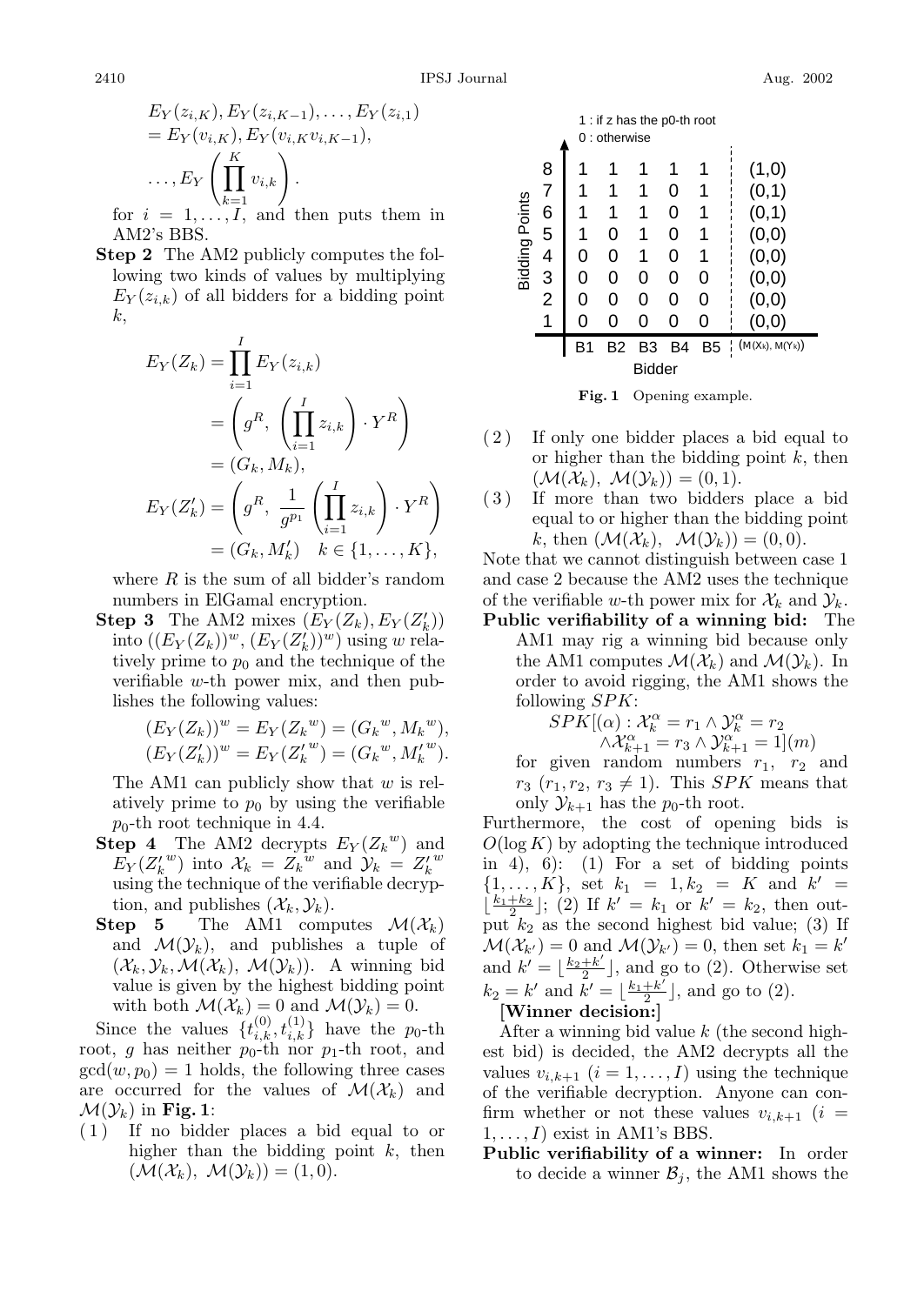$$E_Y(z_{i,K}), E_Y(z_{i,K-1}), \ldots, E_Y(z_{i,1})$$
$$= E_Y(v_{i,K}), E_Y(v_{i,K}v_{i,K-1}),$$
$$\ldots, E_Y\left(\prod_{k=1}^{K} v_{i,k}\right).$$

for $i = 1, \ldots, I$, and then puts them in AM2's BBS.

**Step 2** The AM2 publicly computes the following two kinds of values by multiplying $E_Y(z_{i,k})$ of all bidders for a bidding point $k$,

$$E_Y(Z_k) = \prod_{i=1}^{I} E_Y(z_{i,k})$$
$$= \left(g^R, \left(\prod_{i=1}^{I} z_{i,k}\right) \cdot Y^R\right)$$
$$= (G_k, M_k),$$
$$E_Y(Z'_k) = \left(g^R, \frac{1}{g^{p_1}}\left(\prod_{i=1}^{I} z_{i,k}\right) \cdot Y^R\right)$$
$$= (G_k, M'_k) \quad k \in \{1, \ldots, K\},$$

where $R$ is the sum of all bidder's random numbers in ElGamal encryption.

**Step 3** The AM2 mixes $(E_Y(Z_k), E_Y(Z'_k))$ into $((E_Y(Z_k))^w, (E_Y(Z'_k))^w)$ using $w$ relatively prime to $p_0$ and the technique of the verifiable $w$-th power mix, and then publishes the following values:

$$(E_Y(Z_k))^w = E_Y({Z_k}^w) = ({G_k}^w, {M_k}^w),$$
$$(E_Y(Z'_k))^w = E_Y({Z'_k}^w) = ({G_k}^w, {M'_k}^w).$$

The AM1 can publicly show that $w$ is relatively prime to $p_0$ by using the verifiable $p_0$-th root technique in 4.4.

**Step 4** The AM2 decrypts $E_Y({Z_k}^w)$ and $E_Y({Z'_k}^w)$ into $\mathcal{X}_k = {Z_k}^w$ and $\mathcal{Y}_k = {Z'_k}^w$ using the technique of the verifiable decryption, and publishes $(\mathcal{X}_k, \mathcal{Y}_k)$.

**Step 5** The AM1 computes $\mathcal{M}(\mathcal{X}_k)$ and $\mathcal{M}(\mathcal{Y}_k)$, and publishes a tuple of $(\mathcal{X}_k, \mathcal{Y}_k, \mathcal{M}(\mathcal{X}_k), \mathcal{M}(\mathcal{Y}_k))$. A winning bid value is given by the highest bidding point with both $\mathcal{M}(\mathcal{X}_k) = 0$ and $\mathcal{M}(\mathcal{Y}_k) = 0$.

Since the values $\{t^{(0)}_{i,k}, t^{(1)}_{i,k}\}$ have the $p_0$-th root, $g$ has neither $p_0$-th nor $p_1$-th root, and $\gcd(w, p_0) = 1$ holds, the following three cases are occurred for the values of $\mathcal{M}(\mathcal{X}_k)$ and $\mathcal{M}(\mathcal{Y}_k)$ in **Fig. 1**:

(1) If no bidder places a bid equal to or higher than the bidding point $k$, then $(\mathcal{M}(\mathcal{X}_k), \mathcal{M}(\mathcal{Y}_k)) = (1, 0)$.

1 : if z has the p0-th root
0 : otherwise

| Bidding Points | B1 | B2 | B3 | B4 | B5 | (M(Xk), M(Yk)) |
|---|---|---|---|---|---|---|
| 8 | 1 | 1 | 1 | 1 | 1 | (1,0) |
| 7 | 1 | 1 | 1 | 0 | 1 | (0,1) |
| 6 | 1 | 1 | 1 | 0 | 1 | (0,1) |
| 5 | 1 | 0 | 1 | 0 | 1 | (0,0) |
| 4 | 0 | 0 | 1 | 0 | 1 | (0,0) |
| 3 | 0 | 0 | 0 | 0 | 0 | (0,0) |
| 2 | 0 | 0 | 0 | 0 | 0 | (0,0) |
| 1 | 0 | 0 | 0 | 0 | 0 | (0,0) |

**Fig. 1** Opening example.

(2) If only one bidder places a bid equal to or higher than the bidding point $k$, then $(\mathcal{M}(\mathcal{X}_k), \mathcal{M}(\mathcal{Y}_k)) = (0, 1)$.

(3) If more than two bidders place a bid equal to or higher than the bidding point $k$, then $(\mathcal{M}(\mathcal{X}_k), \mathcal{M}(\mathcal{Y}_k)) = (0, 0)$.

Note that we cannot distinguish between case 1 and case 2 because the AM2 uses the technique of the verifiable $w$-th power mix for $\mathcal{X}_k$ and $\mathcal{Y}_k$.

**Public verifiability of a winning bid:** The AM1 may rig a winning bid because only the AM1 computes $\mathcal{M}(\mathcal{X}_k)$ and $\mathcal{M}(\mathcal{Y}_k)$. In order to avoid rigging, the AM1 shows the following $SPK$:

$$SPK[(\alpha) : \mathcal{X}_k^{\alpha} = r_1 \wedge \mathcal{Y}_k^{\alpha} = r_2$$
$$\wedge \mathcal{X}_{k+1}^{\alpha} = r_3 \wedge \mathcal{Y}_{k+1}^{\alpha} = 1](m)$$

for given random numbers $r_1$, $r_2$ and $r_3$ ($r_1, r_2, r_3 \neq 1$). This $SPK$ means that only $\mathcal{Y}_{k+1}$ has the $p_0$-th root.

Furthermore, the cost of opening bids is $O(\log K)$ by adopting the technique introduced in 4), 6): (1) For a set of bidding points $\{1, \ldots, K\}$, set $k_1 = 1, k_2 = K$ and $k' = \lfloor \frac{k_1+k_2}{2} \rfloor$; (2) If $k' = k_1$ or $k' = k_2$, then output $k_2$ as the second highest bid value; (3) If $\mathcal{M}(\mathcal{X}_{k'}) = 0$ and $\mathcal{M}(\mathcal{Y}_{k'}) = 0$, then set $k_1 = k'$ and $k' = \lfloor \frac{k_2+k'}{2} \rfloor$, and go to (2). Otherwise set $k_2 = k'$ and $k' = \lfloor \frac{k_1+k'}{2} \rfloor$, and go to (2).

**[Winner decision:]**

After a winning bid value $k$ (the second highest bid) is decided, the AM2 decrypts all the values $v_{i,k+1}$ ($i = 1, \ldots, I$) using the technique of the verifiable decryption. Anyone can confirm whether or not these values $v_{i,k+1}$ ($i = 1, \ldots, I$) exist in AM1's BBS.

**Public verifiability of a winner:** In order to decide a winner $\mathcal{B}_j$, the AM1 shows the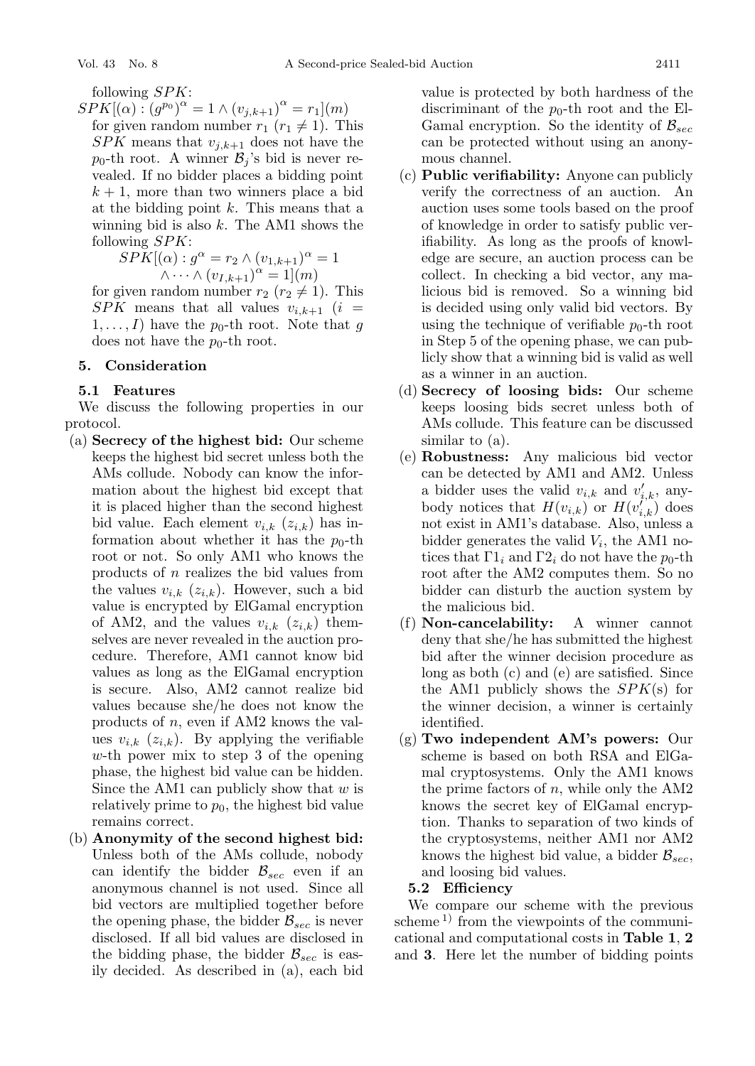following $SPK$:

$$SPK[(\alpha) : (g^{p_0})^{\alpha} = 1 \wedge (v_{j,k+1})^{\alpha} = r_1](m)$$

for given random number $r_1$ ($r_1 \neq 1$). This $SPK$ means that $v_{j,k+1}$ does not have the $p_0$-th root. A winner $\mathcal{B}_j$'s bid is never revealed. If no bidder places a bidding point $k+1$, more than two winners place a bid at the bidding point $k$. This means that a winning bid is also $k$. The AM1 shows the following $SPK$:

$$SPK[(\alpha) : g^{\alpha} = r_2 \wedge (v_{1,k+1})^{\alpha} = 1 \wedge \cdots \wedge (v_{I,k+1})^{\alpha} = 1](m)$$

for given random number $r_2$ ($r_2 \neq 1$). This $SPK$ means that all values $v_{i,k+1}$ ($i = 1, \ldots, I$) have the $p_0$-th root. Note that $g$ does not have the $p_0$-th root.

## 5. Consideration

### 5.1 Features

We discuss the following properties in our protocol.

(a) **Secrecy of the highest bid:** Our scheme keeps the highest bid secret unless both the AMs collude. Nobody can know the information about the highest bid except that it is placed higher than the second highest bid value. Each element $v_{i,k}$ ($z_{i,k}$) has information about whether it has the $p_0$-th root or not. So only AM1 who knows the products of $n$ realizes the bid values from the values $v_{i,k}$ ($z_{i,k}$). However, such a bid value is encrypted by ElGamal encryption of AM2, and the values $v_{i,k}$ ($z_{i,k}$) themselves are never revealed in the auction procedure. Therefore, AM1 cannot know bid values as long as the ElGamal encryption is secure. Also, AM2 cannot realize bid values because she/he does not know the products of $n$, even if AM2 knows the values $v_{i,k}$ ($z_{i,k}$). By applying the verifiable $w$-th power mix to step 3 of the opening phase, the highest bid value can be hidden. Since the AM1 can publicly show that $w$ is relatively prime to $p_0$, the highest bid value remains correct.

(b) **Anonymity of the second highest bid:** Unless both of the AMs collude, nobody can identify the bidder $\mathcal{B}_{sec}$ even if an anonymous channel is not used. Since all bid vectors are multiplied together before the opening phase, the bidder $\mathcal{B}_{sec}$ is never disclosed. If all bid values are disclosed in the bidding phase, the bidder $\mathcal{B}_{sec}$ is easily decided. As described in (a), each bid value is protected by both hardness of the discriminant of the $p_0$-th root and the ElGamal encryption. So the identity of $\mathcal{B}_{sec}$ can be protected without using an anonymous channel.

(c) **Public verifiability:** Anyone can publicly verify the correctness of an auction. An auction uses some tools based on the proof of knowledge in order to satisfy public verifiability. As long as the proofs of knowledge are secure, an auction process can be collect. In checking a bid vector, any malicious bid is removed. So a winning bid is decided using only valid bid vectors. By using the technique of verifiable $p_0$-th root in Step 5 of the opening phase, we can publicly show that a winning bid is valid as well as a winner in an auction.

(d) **Secrecy of loosing bids:** Our scheme keeps loosing bids secret unless both of AMs collude. This feature can be discussed similar to (a).

(e) **Robustness:** Any malicious bid vector can be detected by AM1 and AM2. Unless a bidder uses the valid $v_{i,k}$ and $v'_{i,k}$, anybody notices that $H(v_{i,k})$ or $H(v'_{i,k})$ does not exist in AM1's database. Also, unless a bidder generates the valid $V_i$, the AM1 notices that $\Gamma 1_i$ and $\Gamma 2_i$ do not have the $p_0$-th root after the AM2 computes them. So no bidder can disturb the auction system by the malicious bid.

(f) **Non-cancelability:** A winner cannot deny that she/he has submitted the highest bid after the winner decision procedure as long as both (c) and (e) are satisfied. Since the AM1 publicly shows the $SPK$(s) for the winner decision, a winner is certainly identified.

(g) **Two independent AM's powers:** Our scheme is based on both RSA and ElGamal cryptosystems. Only the AM1 knows the prime factors of $n$, while only the AM2 knows the secret key of ElGamal encryption. Thanks to separation of two kinds of the cryptosystems, neither AM1 nor AM2 knows the highest bid value, a bidder $\mathcal{B}_{sec}$, and loosing bid values.

### 5.2 Efficiency

We compare our scheme with the previous scheme [1] from the viewpoints of the communicational and computational costs in **Table 1**, **2** and **3**. Here let the number of bidding points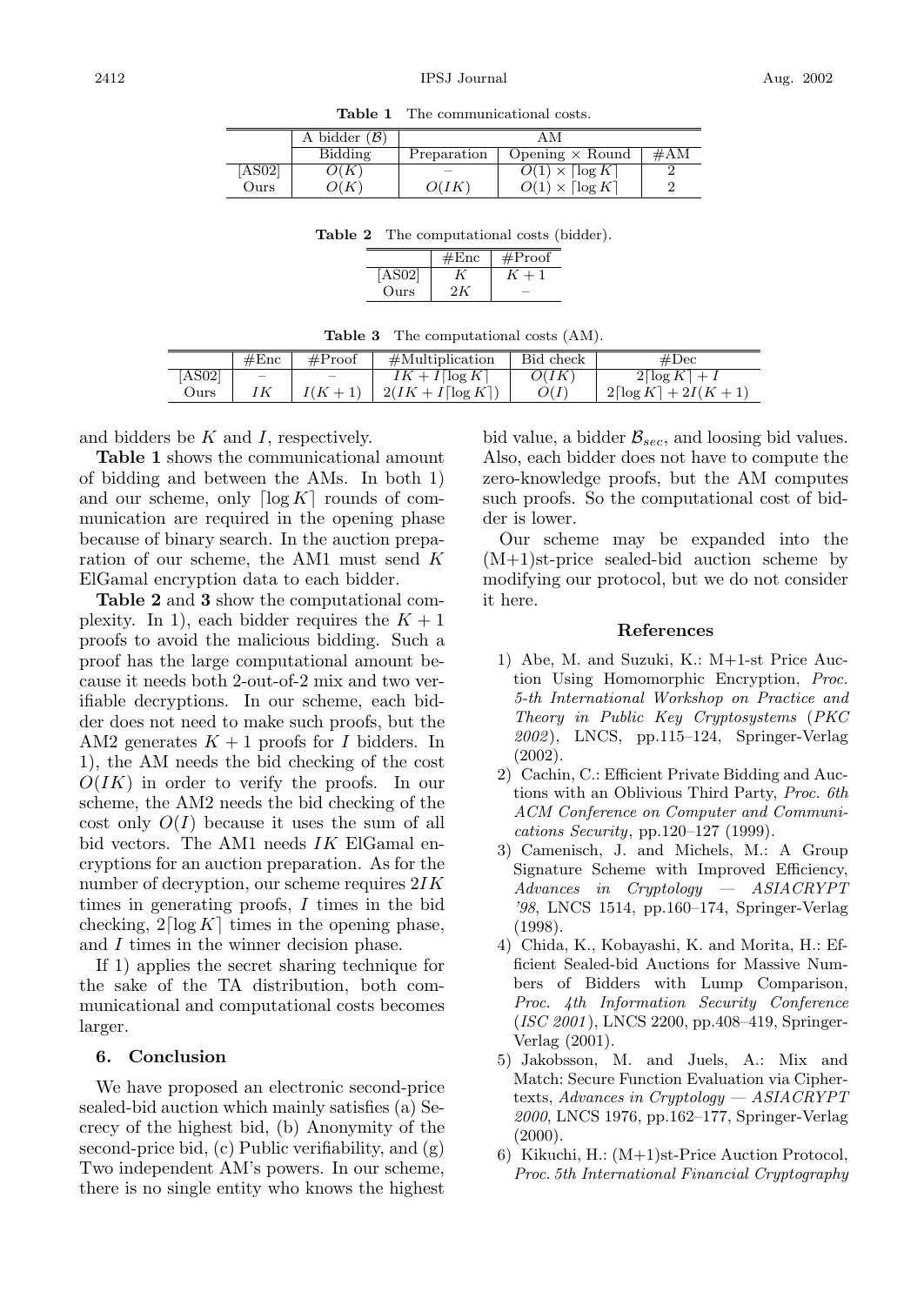**Table 1** The communicational costs.

| | A bidder ($\mathcal{B}$) | AM | | |
|---|---|---|---|---|
| | Bidding | Preparation | Opening × Round | #AM |
| [AS02] | $O(K)$ | – | $O(1) \times \lceil \log K \rceil$ | 2 |
| Ours | $O(K)$ | $O(IK)$ | $O(1) \times \lceil \log K \rceil$ | 2 |

**Table 2** The computational costs (bidder).

| | #Enc | #Proof |
|---|---|---|
| [AS02] | $K$ | $K+1$ |
| Ours | $2K$ | – |

**Table 3** The computational costs (AM).

| | #Enc | #Proof | #Multiplication | Bid check | #Dec |
|---|---|---|---|---|---|
| [AS02] | – | – | $IK + I\lceil \log K \rceil$ | $O(IK)$ | $2\lceil \log K \rceil + I$ |
| Ours | $IK$ | $I(K+1)$ | $2(IK + I\lceil \log K \rceil)$ | $O(I)$ | $2\lceil \log K \rceil + 2I(K+1)$ |

and bidders be $K$ and $I$, respectively.

**Table 1** shows the communicational amount of bidding and between the AMs. In both 1) and our scheme, only $\lceil \log K \rceil$ rounds of communication are required in the opening phase because of binary search. In the auction preparation of our scheme, the AM1 must send $K$ ElGamal encryption data to each bidder.

**Table 2** and **3** show the computational complexity. In 1), each bidder requires the $K+1$ proofs to avoid the malicious bidding. Such a proof has the large computational amount because it needs both 2-out-of-2 mix and two verifiable decryptions. In our scheme, each bidder does not need to make such proofs, but the AM2 generates $K+1$ proofs for $I$ bidders. In 1), the AM needs the bid checking of the cost $O(IK)$ in order to verify the proofs. In our scheme, the AM2 needs the bid checking of the cost only $O(I)$ because it uses the sum of all bid vectors. The AM1 needs $IK$ ElGamal encryptions for an auction preparation. As for the number of decryption, our scheme requires $2IK$ times in generating proofs, $I$ times in the bid checking, $2\lceil \log K \rceil$ times in the opening phase, and $I$ times in the winner decision phase.

If 1) applies the secret sharing technique for the sake of the TA distribution, both communicational and computational costs becomes larger.

## 6. Conclusion

We have proposed an electronic second-price sealed-bid auction which mainly satisfies (a) Secrecy of the highest bid, (b) Anonymity of the second-price bid, (c) Public verifiability, and (g) Two independent AM's powers. In our scheme, there is no single entity who knows the highest bid value, a bidder $\mathcal{B}_{sec}$, and loosing bid values. Also, each bidder does not have to compute the zero-knowledge proofs, but the AM computes such proofs. So the computational cost of bidder is lower.

Our scheme may be expanded into the (M+1)st-price sealed-bid auction scheme by modifying our protocol, but we do not consider it here.

### References

1) Abe, M. and Suzuki, K.: M+1-st Price Auction Using Homomorphic Encryption, *Proc. 5-th International Workshop on Practice and Theory in Public Key Cryptosystems* (*PKC 2002*), LNCS, pp.115–124, Springer-Verlag (2002).
2) Cachin, C.: Efficient Private Bidding and Auctions with an Oblivious Third Party, *Proc. 6th ACM Conference on Computer and Communications Security*, pp.120–127 (1999).
3) Camenisch, J. and Michels, M.: A Group Signature Scheme with Improved Efficiency, *Advances in Cryptology — ASIACRYPT '98*, LNCS 1514, pp.160–174, Springer-Verlag (1998).
4) Chida, K., Kobayashi, K. and Morita, H.: Efficient Sealed-bid Auctions for Massive Numbers of Bidders with Lump Comparison, *Proc. 4th Information Security Conference* (*ISC 2001*), LNCS 2200, pp.408–419, Springer-Verlag (2001).
5) Jakobsson, M. and Juels, A.: Mix and Match: Secure Function Evaluation via Ciphertexts, *Advances in Cryptology — ASIACRYPT 2000*, LNCS 1976, pp.162–177, Springer-Verlag (2000).
6) Kikuchi, H.: (M+1)st-Price Auction Protocol, *Proc. 5th International Financial Cryptography*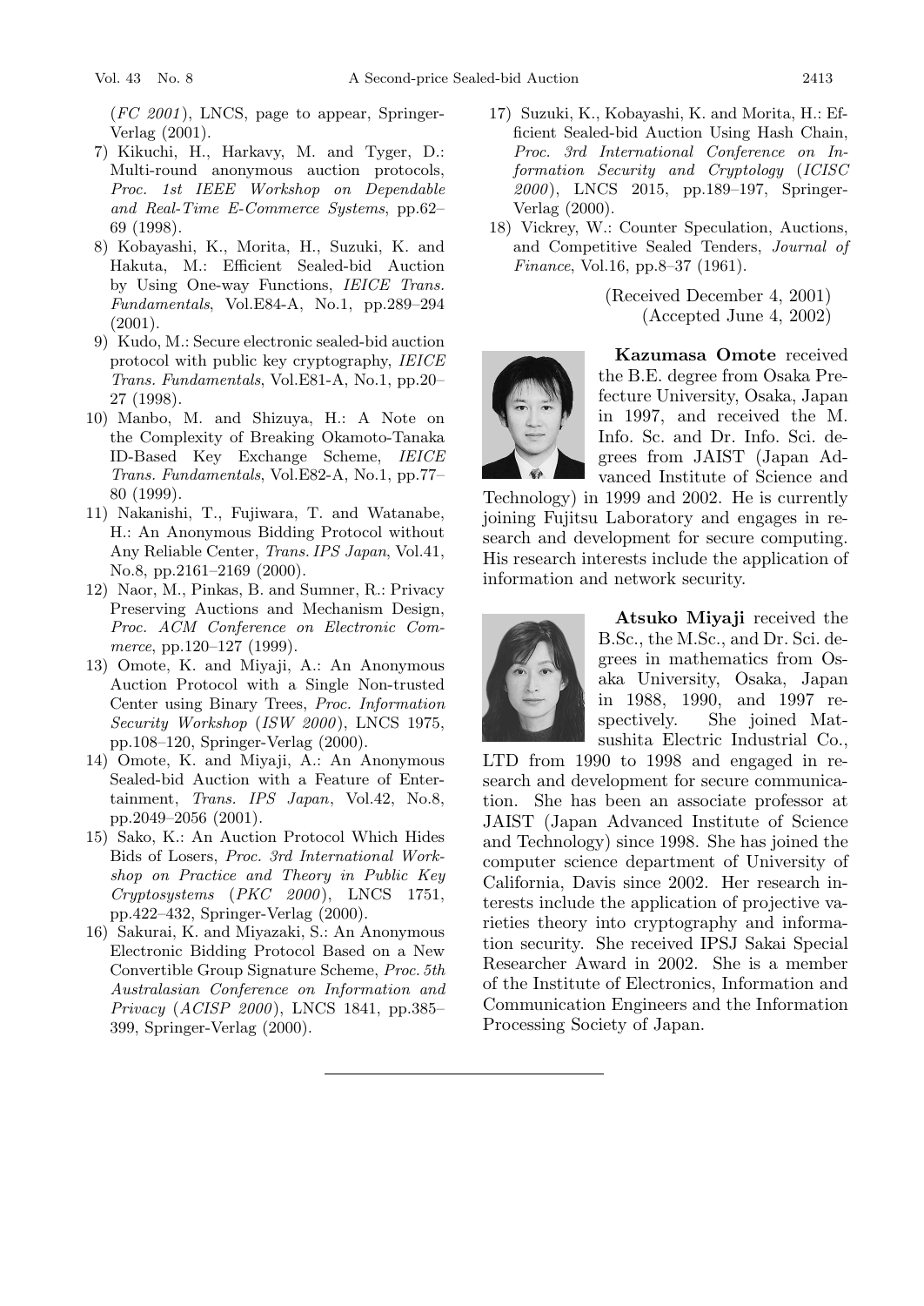(*FC 2001*), LNCS, page to appear, Springer-Verlag (2001).

7) Kikuchi, H., Harkavy, M. and Tyger, D.: Multi-round anonymous auction protocols, *Proc. 1st IEEE Workshop on Dependable and Real-Time E-Commerce Systems*, pp.62–69 (1998).
8) Kobayashi, K., Morita, H., Suzuki, K. and Hakuta, M.: Efficient Sealed-bid Auction by Using One-way Functions, *IEICE Trans. Fundamentals*, Vol.E84-A, No.1, pp.289–294 (2001).
9) Kudo, M.: Secure electronic sealed-bid auction protocol with public key cryptography, *IEICE Trans. Fundamentals*, Vol.E81-A, No.1, pp.20–27 (1998).
10) Manbo, M. and Shizuya, H.: A Note on the Complexity of Breaking Okamoto-Tanaka ID-Based Key Exchange Scheme, *IEICE Trans. Fundamentals*, Vol.E82-A, No.1, pp.77–80 (1999).
11) Nakanishi, T., Fujiwara, T. and Watanabe, H.: An Anonymous Bidding Protocol without Any Reliable Center, *Trans. IPS Japan*, Vol.41, No.8, pp.2161–2169 (2000).
12) Naor, M., Pinkas, B. and Sumner, R.: Privacy Preserving Auctions and Mechanism Design, *Proc. ACM Conference on Electronic Commerce*, pp.120–127 (1999).
13) Omote, K. and Miyaji, A.: An Anonymous Auction Protocol with a Single Non-trusted Center using Binary Trees, *Proc. Information Security Workshop* (*ISW 2000*), LNCS 1975, pp.108–120, Springer-Verlag (2000).
14) Omote, K. and Miyaji, A.: An Anonymous Sealed-bid Auction with a Feature of Entertainment, *Trans. IPS Japan*, Vol.42, No.8, pp.2049–2056 (2001).
15) Sako, K.: An Auction Protocol Which Hides Bids of Losers, *Proc. 3rd International Workshop on Practice and Theory in Public Key Cryptosystems* (*PKC 2000*), LNCS 1751, pp.422–432, Springer-Verlag (2000).
16) Sakurai, K. and Miyazaki, S.: An Anonymous Electronic Bidding Protocol Based on a New Convertible Group Signature Scheme, *Proc. 5th Australasian Conference on Information and Privacy* (*ACISP 2000*), LNCS 1841, pp.385–399, Springer-Verlag (2000).
17) Suzuki, K., Kobayashi, K. and Morita, H.: Efficient Sealed-bid Auction Using Hash Chain, *Proc. 3rd International Conference on Information Security and Cryptology* (*ICISC 2000*), LNCS 2015, pp.189–197, Springer-Verlag (2000).
18) Vickrey, W.: Counter Speculation, Auctions, and Competitive Sealed Tenders, *Journal of Finance*, Vol.16, pp.8–37 (1961).

(Received December 4, 2001)
(Accepted June 4, 2002)

**Kazumasa Omote** received the B.E. degree from Osaka Prefecture University, Osaka, Japan in 1997, and received the M. Info. Sc. and Dr. Info. Sci. degrees from JAIST (Japan Advanced Institute of Science and Technology) in 1999 and 2002. He is currently joining Fujitsu Laboratory and engages in research and development for secure computing. His research interests include the application of information and network security.

**Atsuko Miyaji** received the B.Sc., the M.Sc., and Dr. Sci. degrees in mathematics from Osaka University, Osaka, Japan in 1988, 1990, and 1997 respectively. She joined Matsushita Electric Industrial Co., LTD from 1990 to 1998 and engaged in research and development for secure communication. She has been an associate professor at JAIST (Japan Advanced Institute of Science and Technology) since 1998. She has joined the computer science department of University of California, Davis since 2002. Her research interests include the application of projective varieties theory into cryptography and information security. She received IPSJ Sakai Special Researcher Award in 2002. She is a member of the Institute of Electronics, Information and Communication Engineers and the Information Processing Society of Japan.